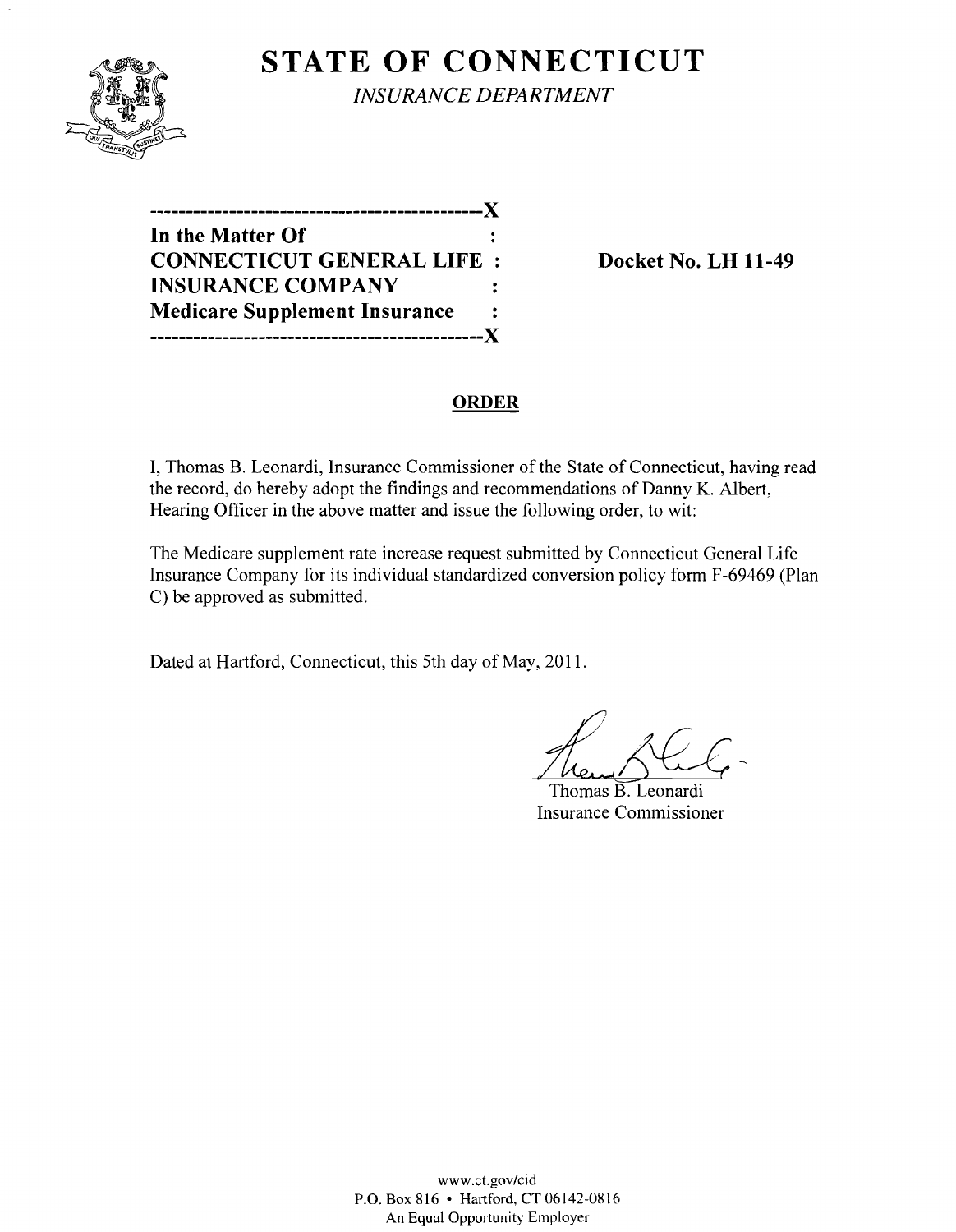# STATE OF CONNECTICUT

*INSURANCE DEPARTMENT*

---------------------------------------------X

**In the Matter Of :**
**CONNECTICUT GENERAL LIFE :**
**INSURANCE COMPANY :**
**Medicare Supplement Insurance :**

---------------------------------------------X

**Docket No. LH 11-49**

## ORDER

I, Thomas B. Leonardi, Insurance Commissioner of the State of Connecticut, having read the record, do hereby adopt the findings and recommendations of Danny K. Albert, Hearing Officer in the above matter and issue the following order, to wit:

The Medicare supplement rate increase request submitted by Connecticut General Life Insurance Company for its individual standardized conversion policy form F-69469 (Plan C) be approved as submitted.

Dated at Hartford, Connecticut, this 5th day of May, 2011.

Thomas B. Leonardi
Insurance Commissioner

www.ct.gov/cid
P.O. Box 816 • Hartford, CT 06142-0816
An Equal Opportunity Employer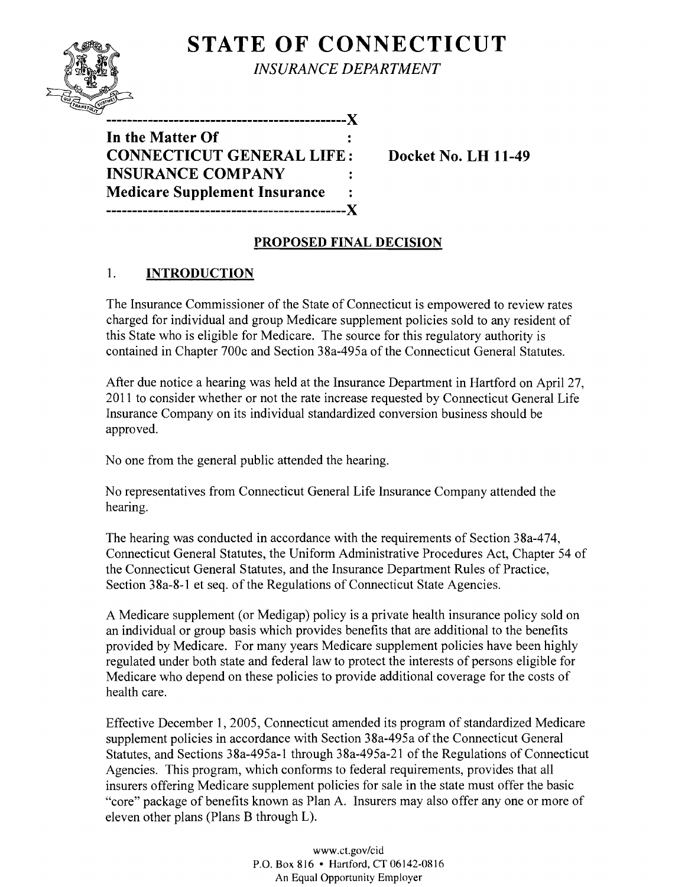# STATE OF CONNECTICUT

*INSURANCE DEPARTMENT*

---

**In the Matter Of**
**CONNECTICUT GENERAL LIFE INSURANCE COMPANY**
**Medicare Supplement Insurance**

**Docket No. LH 11-49**

---

## PROPOSED FINAL DECISION

### 1. INTRODUCTION

The Insurance Commissioner of the State of Connecticut is empowered to review rates charged for individual and group Medicare supplement policies sold to any resident of this State who is eligible for Medicare. The source for this regulatory authority is contained in Chapter 700c and Section 38a-495a of the Connecticut General Statutes.

After due notice a hearing was held at the Insurance Department in Hartford on April 27, 2011 to consider whether or not the rate increase requested by Connecticut General Life Insurance Company on its individual standardized conversion business should be approved.

No one from the general public attended the hearing.

No representatives from Connecticut General Life Insurance Company attended the hearing.

The hearing was conducted in accordance with the requirements of Section 38a-474, Connecticut General Statutes, the Uniform Administrative Procedures Act, Chapter 54 of the Connecticut General Statutes, and the Insurance Department Rules of Practice, Section 38a-8-1 et seq. of the Regulations of Connecticut State Agencies.

A Medicare supplement (or Medigap) policy is a private health insurance policy sold on an individual or group basis which provides benefits that are additional to the benefits provided by Medicare. For many years Medicare supplement policies have been highly regulated under both state and federal law to protect the interests of persons eligible for Medicare who depend on these policies to provide additional coverage for the costs of health care.

Effective December 1, 2005, Connecticut amended its program of standardized Medicare supplement policies in accordance with Section 38a-495a of the Connecticut General Statutes, and Sections 38a-495a-1 through 38a-495a-21 of the Regulations of Connecticut Agencies. This program, which conforms to federal requirements, provides that all insurers offering Medicare supplement policies for sale in the state must offer the basic "core" package of benefits known as Plan A. Insurers may also offer any one or more of eleven other plans (Plans B through L).

www.ct.gov/cid
P.O. Box 816 • Hartford, CT 06142-0816
An Equal Opportunity Employer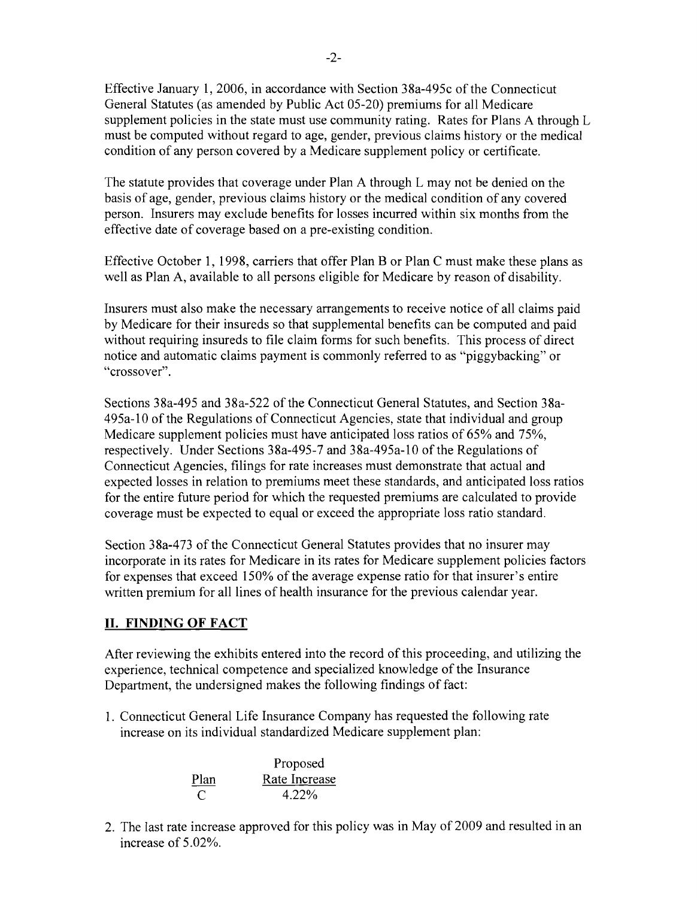Effective January 1, 2006, in accordance with Section 38a-495c of the Connecticut General Statutes (as amended by Public Act 05-20) premiums for all Medicare supplement policies in the state must use community rating. Rates for Plans A through L must be computed without regard to age, gender, previous claims history or the medical condition of any person covered by a Medicare supplement policy or certificate.

The statute provides that coverage under Plan A through L may not be denied on the basis of age, gender, previous claims history or the medical condition of any covered person. Insurers may exclude benefits for losses incurred within six months from the effective date of coverage based on a pre-existing condition.

Effective October 1, 1998, carriers that offer Plan B or Plan C must make these plans as well as Plan A, available to all persons eligible for Medicare by reason of disability.

Insurers must also make the necessary arrangements to receive notice of all claims paid by Medicare for their insureds so that supplemental benefits can be computed and paid without requiring insureds to file claim forms for such benefits. This process of direct notice and automatic claims payment is commonly referred to as "piggybacking" or "crossover".

Sections 38a-495 and 38a-522 of the Connecticut General Statutes, and Section 38a-495a-10 of the Regulations of Connecticut Agencies, state that individual and group Medicare supplement policies must have anticipated loss ratios of 65% and 75%, respectively. Under Sections 38a-495-7 and 38a-495a-10 of the Regulations of Connecticut Agencies, filings for rate increases must demonstrate that actual and expected losses in relation to premiums meet these standards, and anticipated loss ratios for the entire future period for which the requested premiums are calculated to provide coverage must be expected to equal or exceed the appropriate loss ratio standard.

Section 38a-473 of the Connecticut General Statutes provides that no insurer may incorporate in its rates for Medicare in its rates for Medicare supplement policies factors for expenses that exceed 150% of the average expense ratio for that insurer's entire written premium for all lines of health insurance for the previous calendar year.

## II. FINDING OF FACT

After reviewing the exhibits entered into the record of this proceeding, and utilizing the experience, technical competence and specialized knowledge of the Insurance Department, the undersigned makes the following findings of fact:

1. Connecticut General Life Insurance Company has requested the following rate increase on its individual standardized Medicare supplement plan:

| Plan | Proposed Rate Increase |
|---|---|
| C | 4.22% |

2. The last rate increase approved for this policy was in May of 2009 and resulted in an increase of 5.02%.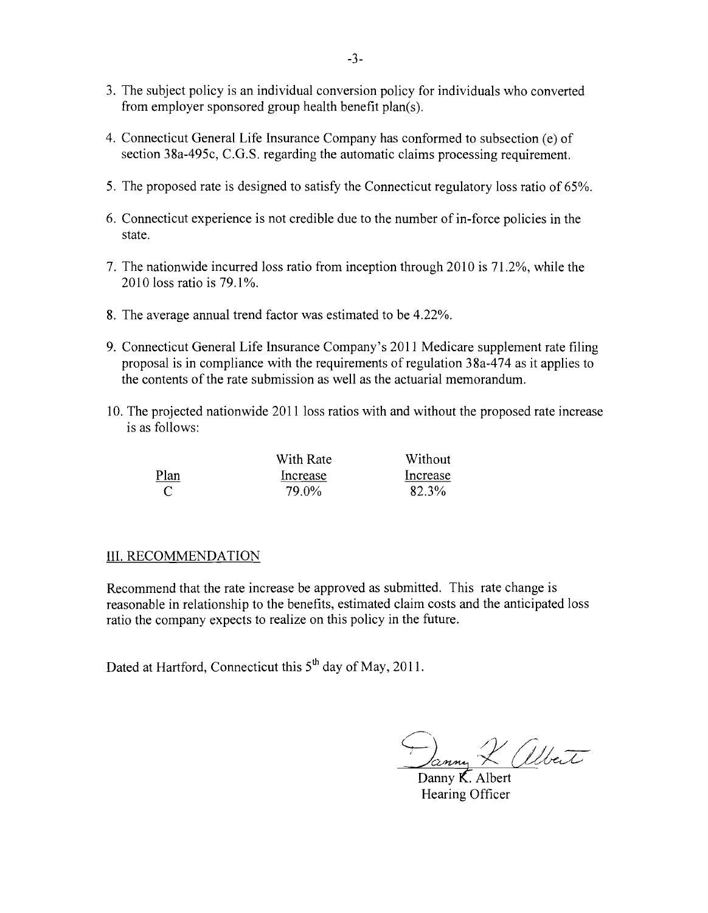3. The subject policy is an individual conversion policy for individuals who converted from employer sponsored group health benefit plan(s).

4. Connecticut General Life Insurance Company has conformed to subsection (e) of section 38a-495c, C.G.S. regarding the automatic claims processing requirement.

5. The proposed rate is designed to satisfy the Connecticut regulatory loss ratio of 65%.

6. Connecticut experience is not credible due to the number of in-force policies in the state.

7. The nationwide incurred loss ratio from inception through 2010 is 71.2%, while the 2010 loss ratio is 79.1%.

8. The average annual trend factor was estimated to be 4.22%.

9. Connecticut General Life Insurance Company's 2011 Medicare supplement rate filing proposal is in compliance with the requirements of regulation 38a-474 as it applies to the contents of the rate submission as well as the actuarial memorandum.

10. The projected nationwide 2011 loss ratios with and without the proposed rate increase is as follows:

| Plan | With Rate Increase | Without Increase |
|---|---|---|
| C | 79.0% | 82.3% |

## III. RECOMMENDATION

Recommend that the rate increase be approved as submitted. This rate change is reasonable in relationship to the benefits, estimated claim costs and the anticipated loss ratio the company expects to realize on this policy in the future.

Dated at Hartford, Connecticut this 5th day of May, 2011.

Danny K. Albert
Hearing Officer